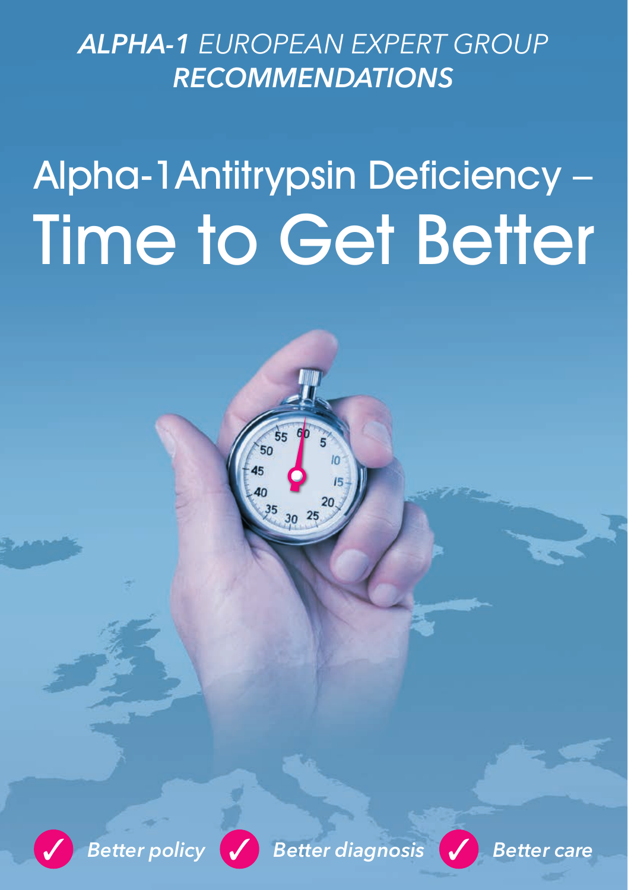***ALPHA-1** EUROPEAN EXPERT GROUP*
***RECOMMENDATIONS***

# Alpha-1 Antitrypsin Deficiency – Time to Get Better

✓ ***Better policy*** ✓ ***Better diagnosis*** ✓ ***Better care***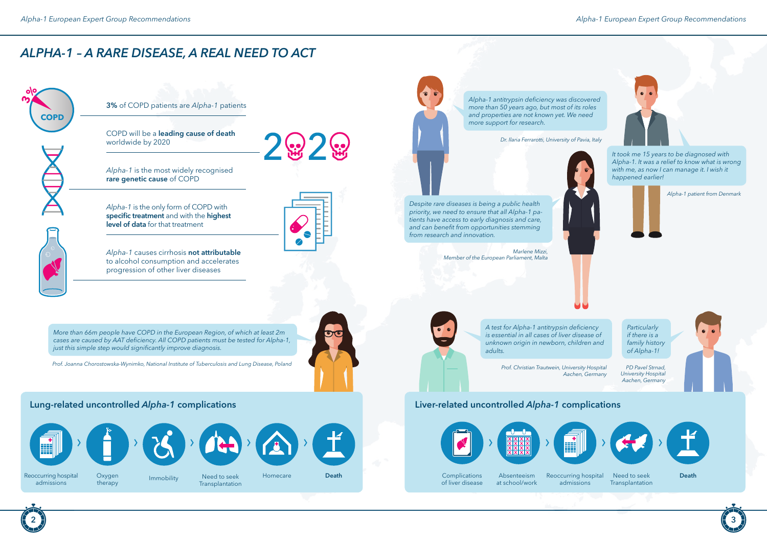# ALPHA-1 – A RARE DISEASE, A REAL NEED TO ACT

**3%** of COPD patients are *Alpha-1* patients

COPD will be a **leading cause of death** worldwide by 2020

*Alpha-1* is the most widely recognised **rare genetic cause** of COPD

*Alpha-1* is the only form of COPD with **specific treatment** and with the **highest level of data** for that treatment

*Alpha-1* causes cirrhosis **not attributable** to alcohol consumption and accelerates progression of other liver diseases

*More than 66m people have COPD in the European Region, of which at least 2m cases are caused by AAT deficiency. All COPD patients must be tested for Alpha-1, just this simple step would significantly improve diagnosis.*

*Prof. Joanna Chorostowska-Wynimko, National Institute of Tuberculosis and Lung Disease, Poland*

*Alpha-1 antitrypsin deficiency was discovered more than 50 years ago, but most of its roles and properties are not known yet. We need more support for research.*

*Dr. Ilaria Ferrarotti, University of Pavia, Italy*

*It took me 15 years to be diagnosed with Alpha-1. It was a relief to know what is wrong with me, as now I can manage it. I wish it happened earlier!*

*Alpha-1 patient from Denmark*

*Despite rare diseases is being a public health priority, we need to ensure that all Alpha-1 patients have access to early diagnosis and care, and can benefit from opportunities stemming from research and innovation.*

*Marlene Mizzi, Member of the European Parliament, Malta*

*A test for Alpha-1 antitrypsin deficiency is essential in all cases of liver disease of unknown origin in newborn, children and adults.*

*Prof. Christian Trautwein, University Hospital Aachen, Germany*

*Particularly if there is a family history of Alpha-1!*

*PD Pavel Strnad, University Hospital Aachen, Germany*

## Lung-related uncontrolled *Alpha-1* complications

Reoccurring hospital admissions › Oxygen therapy › Immobility › Need to seek Transplantation › Homecare › **Death**

## Liver-related uncontrolled *Alpha-1* complications

Complications of liver disease › Absenteeism at school/work › Reoccurring hospital admissions › Need to seek Transplantation › **Death**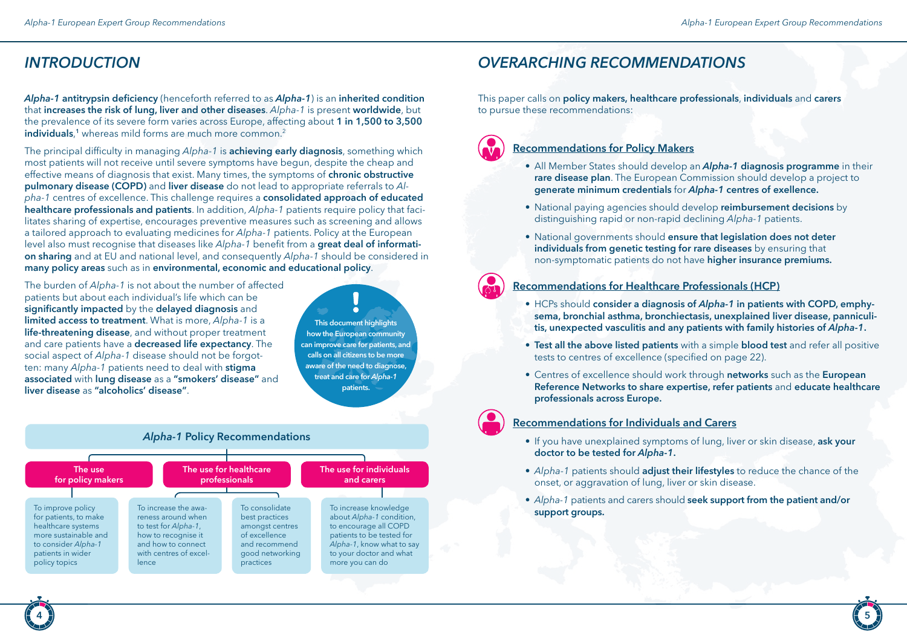# *INTRODUCTION*

***Alpha-1*** **antitrypsin deficiency** (henceforth referred to as ***Alpha-1***) is an **inherited condition** that **increases the risk of lung, liver and other diseases**. *Alpha-1* is present **worldwide**, but the prevalence of its severe form varies across Europe, affecting about **1 in 1,500 to 3,500 individuals**,[1] whereas mild forms are much more common.[2]

The principal difficulty in managing *Alpha-1* is **achieving early diagnosis**, something which most patients will not receive until severe symptoms have begun, despite the cheap and effective means of diagnosis that exist. Many times, the symptoms of **chronic obstructive pulmonary disease (COPD)** and **liver disease** do not lead to appropriate referrals to *Alpha-1* centres of excellence. This challenge requires a **consolidated approach of educated healthcare professionals and patients**. In addition, *Alpha-1* patients require policy that facilitates sharing of expertise, encourages preventive measures such as screening and allows a tailored approach to evaluating medicines for *Alpha-1* patients. Policy at the European level also must recognise that diseases like *Alpha-1* benefit from a **great deal of information sharing** and at EU and national level, and consequently *Alpha-1* should be considered in **many policy areas** such as in **environmental, economic and educational policy**.

The burden of *Alpha-1* is not about the number of affected patients but about each individual's life which can be **significantly impacted** by the **delayed diagnosis** and **limited access to treatment**. What is more, *Alpha-1* is a **life-threatening disease**, and without proper treatment and care patients have a **decreased life expectancy**. The social aspect of *Alpha-1* disease should not be forgotten: many *Alpha-1* patients need to deal with **stigma associated** with **lung disease** as a **"smokers' disease"** and **liver disease** as **"alcoholics' disease"**.

**!**

**This document highlights how the European community can improve care for patients, and calls on all citizens to be more aware of the need to diagnose, treat and care for *Alpha-1* patients.**

***Alpha-1* Policy Recommendations**

| The use for policy makers | The use for healthcare professionals | | The use for individuals and carers |
|---|---|---|---|
| To improve policy for patients, to make healthcare systems more sustainable and to consider *Alpha-1* patients in wider policy topics | To increase the awareness around when to test for *Alpha-1*, how to recognise it and how to connect with centres of excellence | To consolidate best practices amongst centres of excellence and recommend good networking practices | To increase knowledge about *Alpha-1* condition, to encourage all COPD patients to be tested for *Alpha-1*, know what to say to your doctor and what more you can do |

# *OVERARCHING RECOMMENDATIONS*

This paper calls on **policy makers, healthcare professionals**, **individuals** and **carers** to pursue these recommendations:

## Recommendations for Policy Makers

- All Member States should develop an ***Alpha-1*** **diagnosis programme** in their **rare disease plan**. The European Commission should develop a project to **generate minimum credentials** for ***Alpha-1*** **centres of exellence.**
- National paying agencies should develop **reimbursement decisions** by distinguishing rapid or non-rapid declining *Alpha-1* patients.
- National governments should **ensure that legislation does not deter individuals from genetic testing for rare diseases** by ensuring that non-symptomatic patients do not have **higher insurance premiums.**

## Recommendations for Healthcare Professionals (HCP)

- HCPs should **consider a diagnosis of *Alpha-1* in patients with COPD, emphysema, bronchial asthma, bronchiectasis, unexplained liver disease, panniculitis, unexpected vasculitis and any patients with family histories of *Alpha-1*.**
- **Test all the above listed patients** with a simple **blood test** and refer all positive tests to centres of excellence (specified on page 22).
- Centres of excellence should work through **networks** such as the **European Reference Networks to share expertise, refer patients** and **educate healthcare professionals across Europe.**

## Recommendations for Individuals and Carers

- If you have unexplained symptoms of lung, liver or skin disease, **ask your doctor to be tested for *Alpha-1*.**
- *Alpha-1* patients should **adjust their lifestyles** to reduce the chance of the onset, or aggravation of lung, liver or skin disease.
- *Alpha-1* patients and carers should **seek support from the patient and/or support groups.**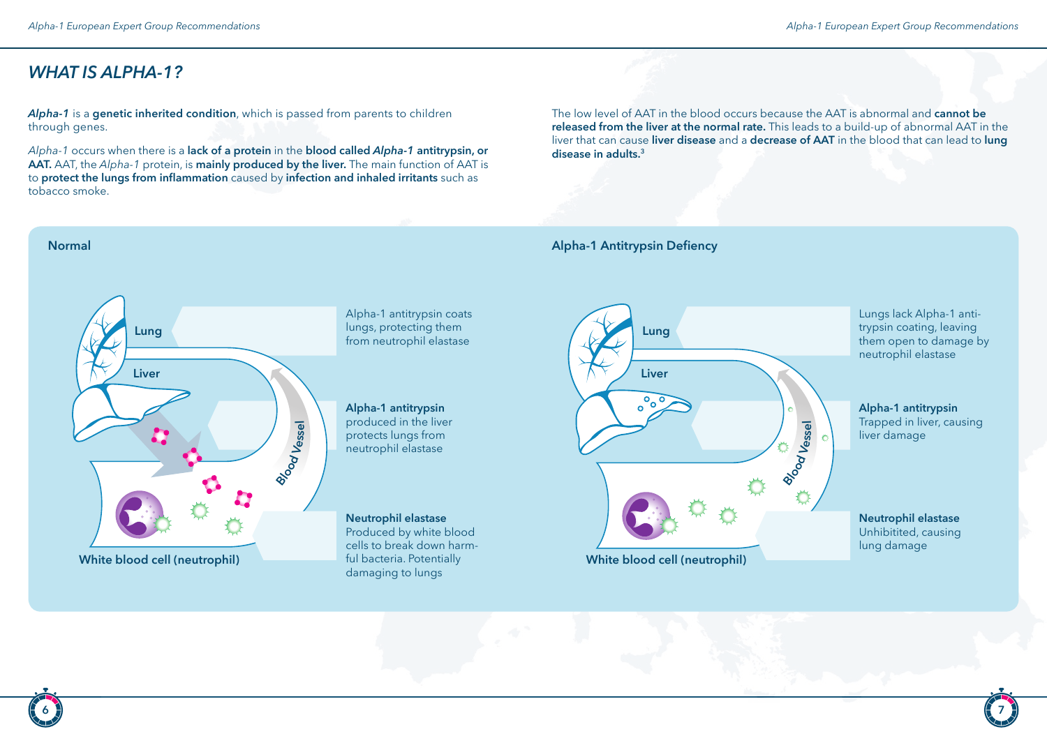## *WHAT IS ALPHA-1?*

***Alpha-1*** is a **genetic inherited condition**, which is passed from parents to children through genes.

*Alpha-1* occurs when there is a **lack of a protein** in the **blood called *Alpha-1* antitrypsin, or AAT.** AAT, the *Alpha-1* protein, is **mainly produced by the liver.** The main function of AAT is to **protect the lungs from inflammation** caused by **infection and inhaled irritants** such as tobacco smoke.

The low level of AAT in the blood occurs because the AAT is abnormal and **cannot be released from the liver at the normal rate.** This leads to a build-up of abnormal AAT in the liver that can cause **liver disease** and a **decrease of AAT** in the blood that can lead to **lung disease in adults.**[3]

**Normal**

Lung

Liver

Blood Vessel

White blood cell (neutrophil)

Alpha-1 antitrypsin coats lungs, protecting them from neutrophil elastase

**Alpha-1 antitrypsin**
produced in the liver protects lungs from neutrophil elastase

**Neutrophil elastase**
Produced by white blood cells to break down harmful bacteria. Potentially damaging to lungs

**Alpha-1 Antitrypsin Defiency**

Lung

Liver

Blood Vessel

White blood cell (neutrophil)

Lungs lack Alpha-1 antitrypsin coating, leaving them open to damage by neutrophil elastase

**Alpha-1 antitrypsin**
Trapped in liver, causing liver damage

**Neutrophil elastase**
Unhibitited, causing lung damage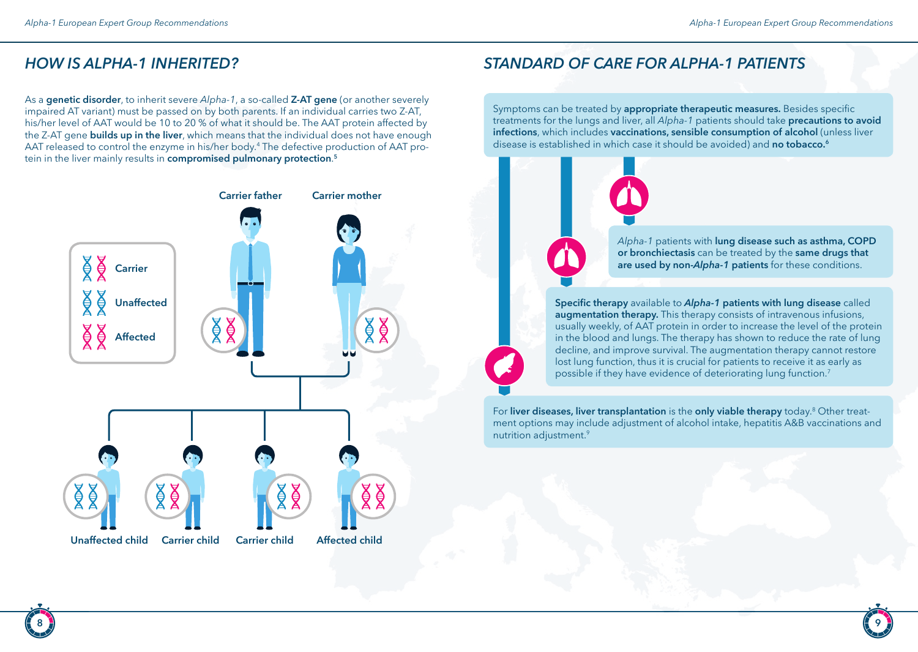## HOW IS ALPHA-1 INHERITED?

As a **genetic disorder**, to inherit severe *Alpha-1*, a so-called **Z-AT gene** (or another severely impaired AT variant) must be passed on by both parents. If an individual carries two Z-AT, his/her level of AAT would be 10 to 20 % of what it should be. The AAT protein affected by the Z-AT gene **builds up in the liver**, which means that the individual does not have enough AAT released to control the enzyme in his/her body.[4] The defective production of AAT protein in the liver mainly results in **compromised pulmonary protection**.[5]

Carrier father

Carrier mother

Carrier

Unaffected

Affected

Unaffected child

Carrier child

Carrier child

Affected child

## STANDARD OF CARE FOR ALPHA-1 PATIENTS

Symptoms can be treated by **appropriate therapeutic measures.** Besides specific treatments for the lungs and liver, all *Alpha-1* patients should take **precautions to avoid infections**, which includes **vaccinations, sensible consumption of alcohol** (unless liver disease is established in which case it should be avoided) and **no tobacco.**[6]

*Alpha-1* patients with **lung disease such as asthma, COPD or bronchiectasis** can be treated by the **same drugs that are used by non-*Alpha-1* patients** for these conditions.

**Specific therapy** available to ***Alpha-1* patients with lung disease** called **augmentation therapy.** This therapy consists of intravenous infusions, usually weekly, of AAT protein in order to increase the level of the protein in the blood and lungs. The therapy has shown to reduce the rate of lung decline, and improve survival. The augmentation therapy cannot restore lost lung function, thus it is crucial for patients to receive it as early as possible if they have evidence of deteriorating lung function.[7]

For **liver diseases, liver transplantation** is the **only viable therapy** today.[8] Other treatment options may include adjustment of alcohol intake, hepatitis A&B vaccinations and nutrition adjustment.[9]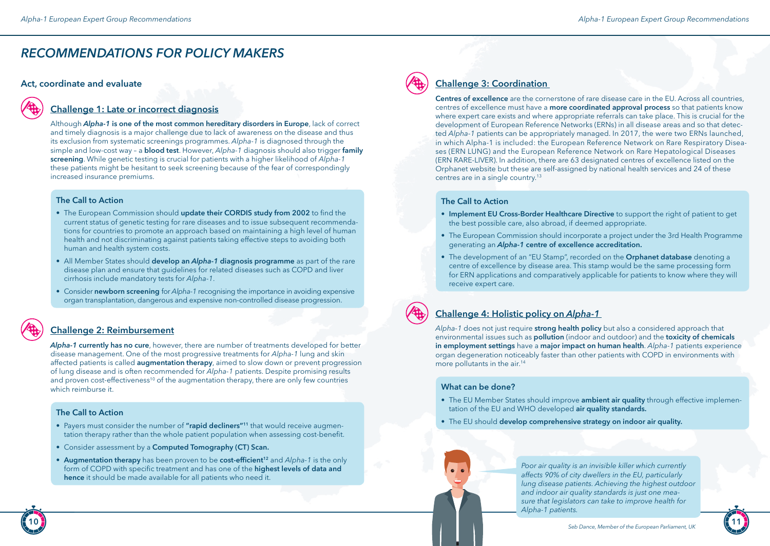# RECOMMENDATIONS FOR POLICY MAKERS

## Act, coordinate and evaluate

### Challenge 1: Late or incorrect diagnosis

Although ***Alpha-1* is one of the most common hereditary disorders in Europe**, lack of correct and timely diagnosis is a major challenge due to lack of awareness on the disease and thus its exclusion from systematic screenings programmes. *Alpha-1* is diagnosed through the simple and low-cost way – a **blood test**. However, *Alpha-1* diagnosis should also trigger **family screening**. While genetic testing is crucial for patients with a higher likelihood of *Alpha-1* these patients might be hesitant to seek screening because of the fear of correspondingly increased insurance premiums.

#### The Call to Action

- The European Commission should **update their CORDIS study from 2002** to find the current status of genetic testing for rare diseases and to issue subsequent recommendations for countries to promote an approach based on maintaining a high level of human health and not discriminating against patients taking effective steps to avoiding both human and health system costs.
- All Member States should **develop an *Alpha-1* diagnosis programme** as part of the rare disease plan and ensure that guidelines for related diseases such as COPD and liver cirrhosis include mandatory tests for *Alpha-1*.
- Consider **newborn screening** for *Alpha-1* recognising the importance in avoiding expensive organ transplantation, dangerous and expensive non-controlled disease progression.

### Challenge 2: Reimbursement

***Alpha-1* currently has no cure**, however, there are number of treatments developed for better disease management. One of the most progressive treatments for *Alpha-1* lung and skin affected patients is called **augmentation therapy**, aimed to slow down or prevent progression of lung disease and is often recommended for *Alpha-1* patients. Despite promising results and proven cost-effectiveness[10] of the augmentation therapy, there are only few countries which reimburse it.

#### The Call to Action

- Payers must consider the number of **"rapid decliners"**[11] that would receive augmentation therapy rather than the whole patient population when assessing cost-benefit.
- Consider assessment by a **Computed Tomography (CT) Scan.**
- **Augmentation therapy** has been proven to be **cost-efficient**[12] and *Alpha-1* is the only form of COPD with specific treatment and has one of the **highest levels of data and hence** it should be made available for all patients who need it.

### Challenge 3: Coordination

**Centres of excellence** are the cornerstone of rare disease care in the EU. Across all countries, centres of excellence must have a **more coordinated approval process** so that patients know where expert care exists and where appropriate referrals can take place. This is crucial for the development of European Reference Networks (ERNs) in all disease areas and so that detected *Alpha-1* patients can be appropriately managed. In 2017, the were two ERNs launched, in which Alpha-1 is included: the European Reference Network on Rare Respiratory Diseases (ERN LUNG) and the European Reference Network on Rare Hepatological Diseases (ERN RARE-LIVER). In addition, there are 63 designated centres of excellence listed on the Orphanet website but these are self-assigned by national health services and 24 of these centres are in a single country.[13]

#### The Call to Action

- **Implement EU Cross-Border Healthcare Directive** to support the right of patient to get the best possible care, also abroad, if deemed appropriate.
- The European Commission should incorporate a project under the 3rd Health Programme generating an ***Alpha-1* centre of excellence accreditation.**
- The development of an "EU Stamp", recorded on the **Orphanet database** denoting a centre of excellence by disease area. This stamp would be the same processing form for ERN applications and comparatively applicable for patients to know where they will receive expert care.

### Challenge 4: Holistic policy on *Alpha-1*

*Alpha-1* does not just require **strong health policy** but also a considered approach that environmental issues such as **pollution** (indoor and outdoor) and the **toxicity of chemicals in employment settings** have a **major impact on human health**. *Alpha-1* patients experience organ degeneration noticeably faster than other patients with COPD in environments with more pollutants in the air.[14]

#### What can be done?

- The EU Member States should improve **ambient air quality** through effective implementation of the EU and WHO developed **air quality standards.**
- The EU should **develop comprehensive strategy on indoor air quality.**

> *Poor air quality is an invisible killer which currently affects 90% of city dwellers in the EU, particularly lung disease patients. Achieving the highest outdoor and indoor air quality standards is just one measure that legislators can take to improve health for Alpha-1 patients.*
>
> *Seb Dance, Member of the European Parliament, UK*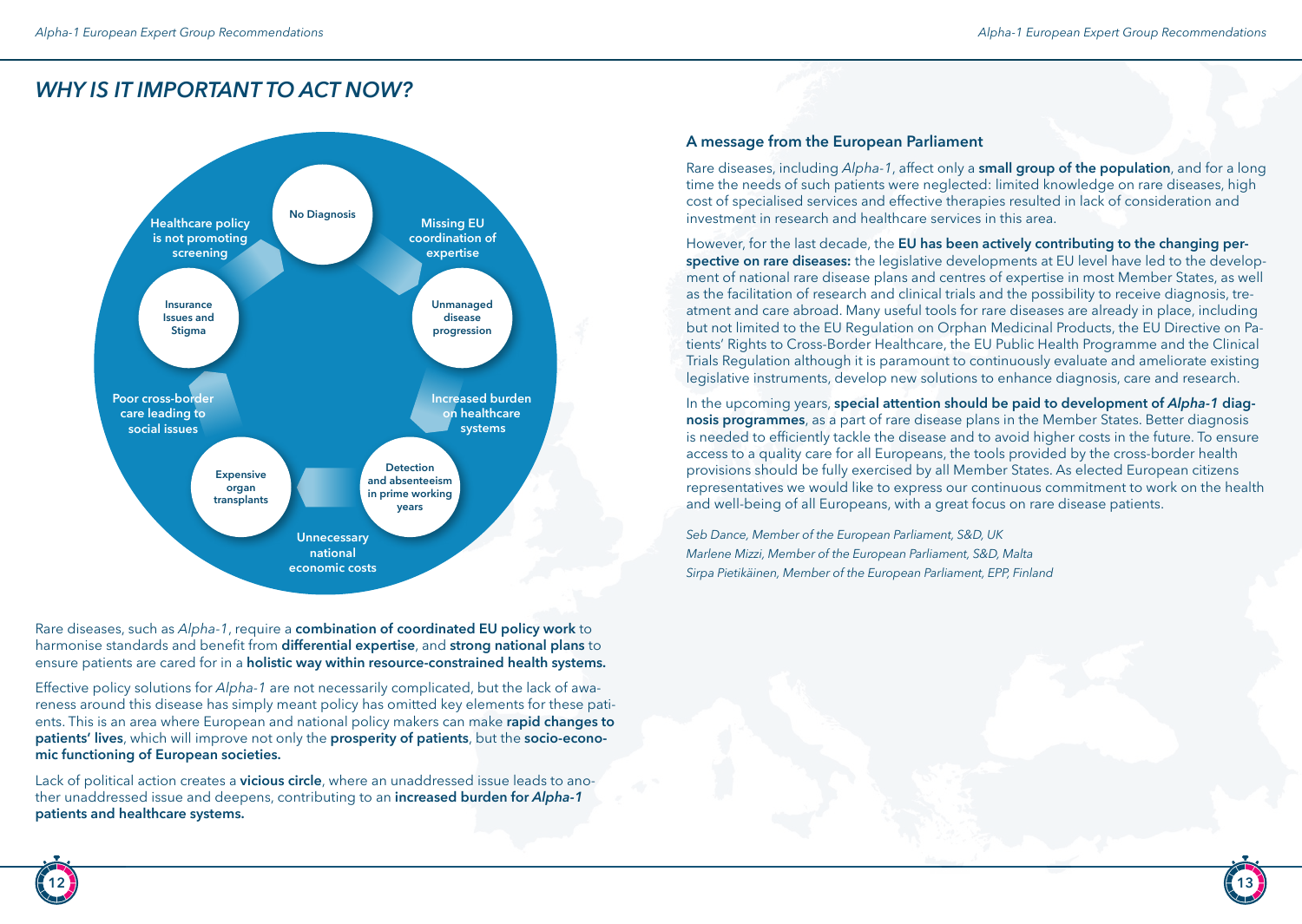## WHY IS IT IMPORTANT TO ACT NOW?

No Diagnosis

Missing EU coordination of expertise

Unmanaged disease progression

Increased burden on healthcare systems

Detection and absenteeism in prime working years

Unnecessary national economic costs

Expensive organ transplants

Poor cross-border care leading to social issues

Insurance Issues and Stigma

Healthcare policy is not promoting screening

Rare diseases, such as *Alpha-1*, require a **combination of coordinated EU policy work** to harmonise standards and benefit from **differential expertise**, and **strong national plans** to ensure patients are cared for in a **holistic way within resource-constrained health systems.**

Effective policy solutions for *Alpha-1* are not necessarily complicated, but the lack of awareness around this disease has simply meant policy has omitted key elements for these patients. This is an area where European and national policy makers can make **rapid changes to patients' lives**, which will improve not only the **prosperity of patients**, but the **socio-economic functioning of European societies.**

Lack of political action creates a **vicious circle**, where an unaddressed issue leads to another unaddressed issue and deepens, contributing to an **increased burden for *Alpha-1* patients and healthcare systems.**

### A message from the European Parliament

Rare diseases, including *Alpha-1*, affect only a **small group of the population**, and for a long time the needs of such patients were neglected: limited knowledge on rare diseases, high cost of specialised services and effective therapies resulted in lack of consideration and investment in research and healthcare services in this area.

However, for the last decade, the **EU has been actively contributing to the changing perspective on rare diseases:** the legislative developments at EU level have led to the development of national rare disease plans and centres of expertise in most Member States, as well as the facilitation of research and clinical trials and the possibility to receive diagnosis, treatment and care abroad. Many useful tools for rare diseases are already in place, including but not limited to the EU Regulation on Orphan Medicinal Products, the EU Directive on Patients' Rights to Cross-Border Healthcare, the EU Public Health Programme and the Clinical Trials Regulation although it is paramount to continuously evaluate and ameliorate existing legislative instruments, develop new solutions to enhance diagnosis, care and research.

In the upcoming years, **special attention should be paid to development of *Alpha-1* diagnosis programmes**, as a part of rare disease plans in the Member States. Better diagnosis is needed to efficiently tackle the disease and to avoid higher costs in the future. To ensure access to a quality care for all Europeans, the tools provided by the cross-border health provisions should be fully exercised by all Member States. As elected European citizens representatives we would like to express our continuous commitment to work on the health and well-being of all Europeans, with a great focus on rare disease patients.

*Seb Dance, Member of the European Parliament, S&D, UK*
*Marlene Mizzi, Member of the European Parliament, S&D, Malta*
*Sirpa Pietikäinen, Member of the European Parliament, EPP, Finland*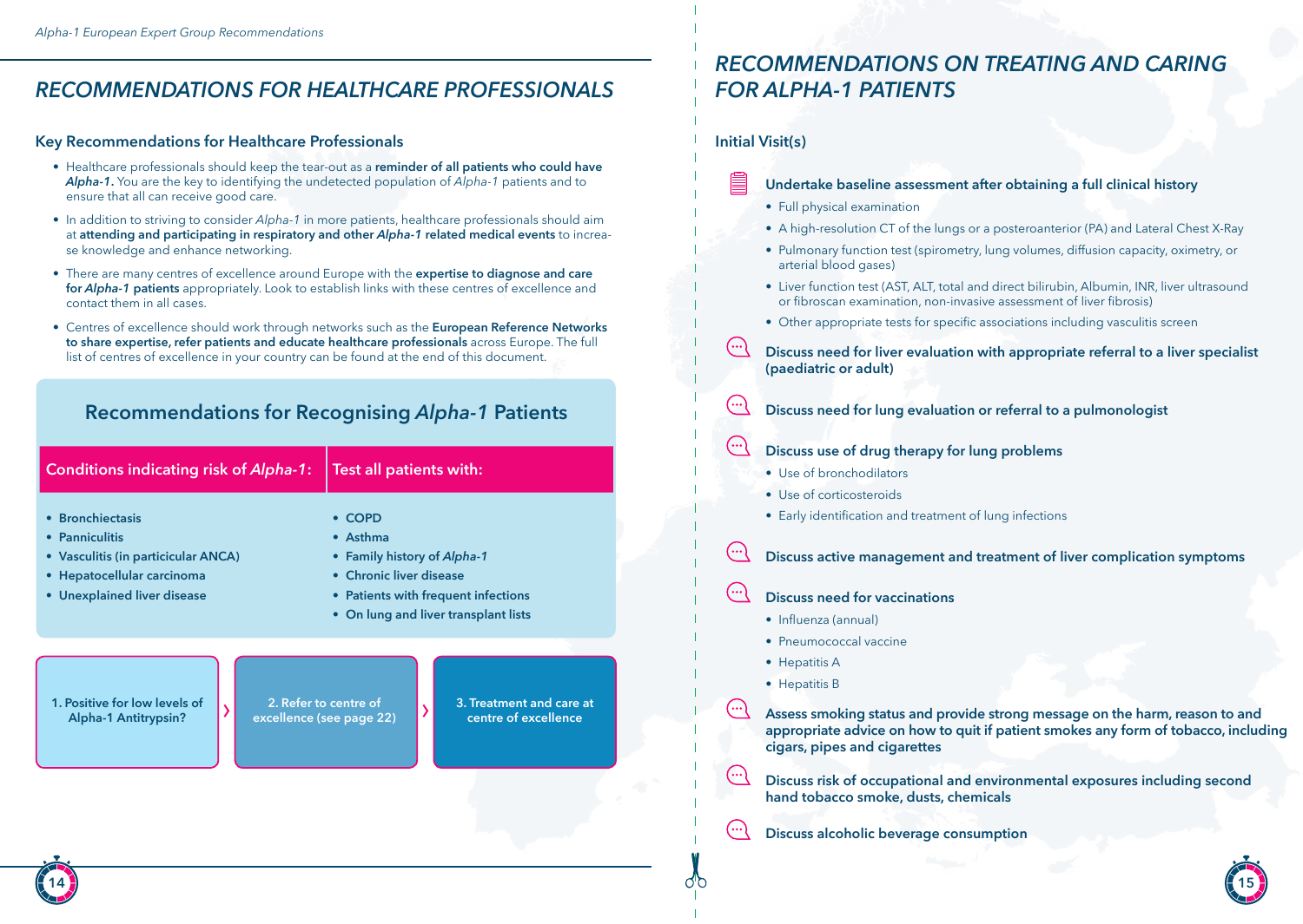# RECOMMENDATIONS FOR HEALTHCARE PROFESSIONALS

### Key Recommendations for Healthcare Professionals

- Healthcare professionals should keep the tear-out as a **reminder of all patients who could have *Alpha-1*.** You are the key to identifying the undetected population of *Alpha-1* patients and to ensure that all can receive good care.
- In addition to striving to consider *Alpha-1* in more patients, healthcare professionals should aim at **attending and participating in respiratory and other *Alpha-1* related medical events** to increase knowledge and enhance networking.
- There are many centres of excellence around Europe with the **expertise to diagnose and care for *Alpha-1* patients** appropriately. Look to establish links with these centres of excellence and contact them in all cases.
- Centres of excellence should work through networks such as the **European Reference Networks to share expertise, refer patients and educate healthcare professionals** across Europe. The full list of centres of excellence in your country can be found at the end of this document.

## Recommendations for Recognising *Alpha-1* Patients

| Conditions indicating risk of *Alpha-1*: | Test all patients with: |
|---|---|
| **Bronchiectasis** | **COPD** |
| **Panniculitis** | **Asthma** |
| **Vasculitis (in particicular ANCA)** | **Family history of *Alpha-1*** |
| **Hepatocellular carcinoma** | **Chronic liver disease** |
| **Unexplained liver disease** | **Patients with frequent infections** |
| | **On lung and liver transplant lists** |

**1. Positive for low levels of Alpha-1 Antitrypsin?** › **2. Refer to centre of excellence (see page 22)** › **3. Treatment and care at centre of excellence**

# RECOMMENDATIONS ON TREATING AND CARING FOR ALPHA-1 PATIENTS

### Initial Visit(s)

**Undertake baseline assessment after obtaining a full clinical history**

- Full physical examination
- A high-resolution CT of the lungs or a posteroanterior (PA) and Lateral Chest X-Ray
- Pulmonary function test (spirometry, lung volumes, diffusion capacity, oximetry, or arterial blood gases)
- Liver function test (AST, ALT, total and direct bilirubin, Albumin, INR, liver ultrasound or fibroscan examination, non-invasive assessment of liver fibrosis)
- Other appropriate tests for specific associations including vasculitis screen

**Discuss need for liver evaluation with appropriate referral to a liver specialist (paediatric or adult)**

**Discuss need for lung evaluation or referral to a pulmonologist**

**Discuss use of drug therapy for lung problems**

- Use of bronchodilators
- Use of corticosteroids
- Early identification and treatment of lung infections

**Discuss active management and treatment of liver complication symptoms**

**Discuss need for vaccinations**

- Influenza (annual)
- Pneumococcal vaccine
- Hepatitis A
- Hepatitis B

**Assess smoking status and provide strong message on the harm, reason to and appropriate advice on how to quit if patient smokes any form of tobacco, including cigars, pipes and cigarettes**

**Discuss risk of occupational and environmental exposures including second hand tobacco smoke, dusts, chemicals**

**Discuss alcoholic beverage consumption**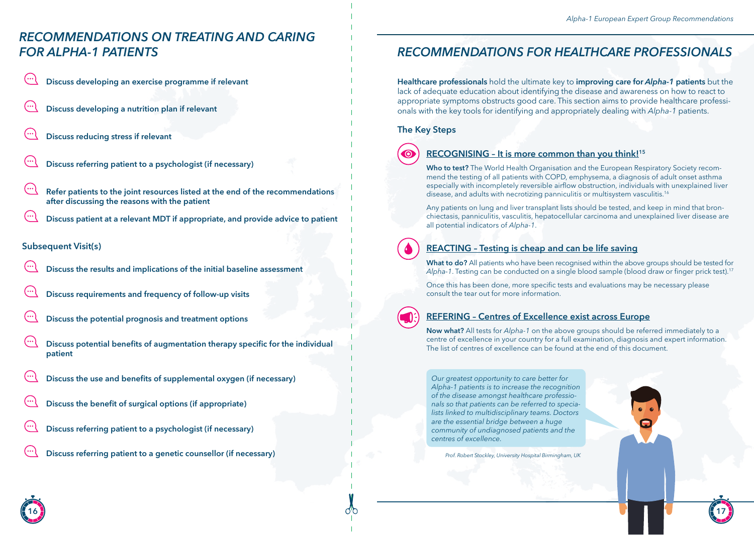# RECOMMENDATIONS ON TREATING AND CARING FOR ALPHA-1 PATIENTS

- **Discuss developing an exercise programme if relevant**
- **Discuss developing a nutrition plan if relevant**
- **Discuss reducing stress if relevant**
- **Discuss referring patient to a psychologist (if necessary)**
- **Refer patients to the joint resources listed at the end of the recommendations after discussing the reasons with the patient**
- **Discuss patient at a relevant MDT if appropriate, and provide advice to patient**

## Subsequent Visit(s)

- **Discuss the results and implications of the initial baseline assessment**
- **Discuss requirements and frequency of follow-up visits**
- **Discuss the potential prognosis and treatment options**
- **Discuss potential benefits of augmentation therapy specific for the individual patient**
- **Discuss the use and benefits of supplemental oxygen (if necessary)**
- **Discuss the benefit of surgical options (if appropriate)**
- **Discuss referring patient to a psychologist (if necessary)**
- **Discuss referring patient to a genetic counsellor (if necessary)**

# RECOMMENDATIONS FOR HEALTHCARE PROFESSIONALS

**Healthcare professionals** hold the ultimate key to **improving care for *Alpha-1* patients** but the lack of adequate education about identifying the disease and awareness on how to react to appropriate symptoms obstructs good care. This section aims to provide healthcare professionals with the key tools for identifying and appropriately dealing with *Alpha-1* patients.

## The Key Steps

### RECOGNISING – It is more common than you think![15]

**Who to test?** The World Health Organisation and the European Respiratory Society recommend the testing of all patients with COPD, emphysema, a diagnosis of adult onset asthma especially with incompletely reversible airflow obstruction, individuals with unexplained liver disease, and adults with necrotizing panniculitis or multisystem vasculitis.[16]

Any patients on lung and liver transplant lists should be tested, and keep in mind that bronchiectasis, panniculitis, vasculitis, hepatocellular carcinoma and unexplained liver disease are all potential indicators of *Alpha-1*.

### REACTING – Testing is cheap and can be life saving

**What to do?** All patients who have been recognised within the above groups should be tested for *Alpha-1*. Testing can be conducted on a single blood sample (blood draw or finger prick test).[17]

Once this has been done, more specific tests and evaluations may be necessary please consult the tear out for more information.

### REFERING – Centres of Excellence exist across Europe

**Now what?** All tests for *Alpha-1* on the above groups should be referred immediately to a centre of excellence in your country for a full examination, diagnosis and expert information. The list of centres of excellence can be found at the end of this document.

> *Our greatest opportunity to care better for Alpha-1 patients is to increase the recognition of the disease amongst healthcare professionals so that patients can be referred to specialists linked to multidisciplinary teams. Doctors are the essential bridge between a huge community of undiagnosed patients and the centres of excellence.*
>
> *Prof. Robert Stockley, University Hospital Birmingham, UK*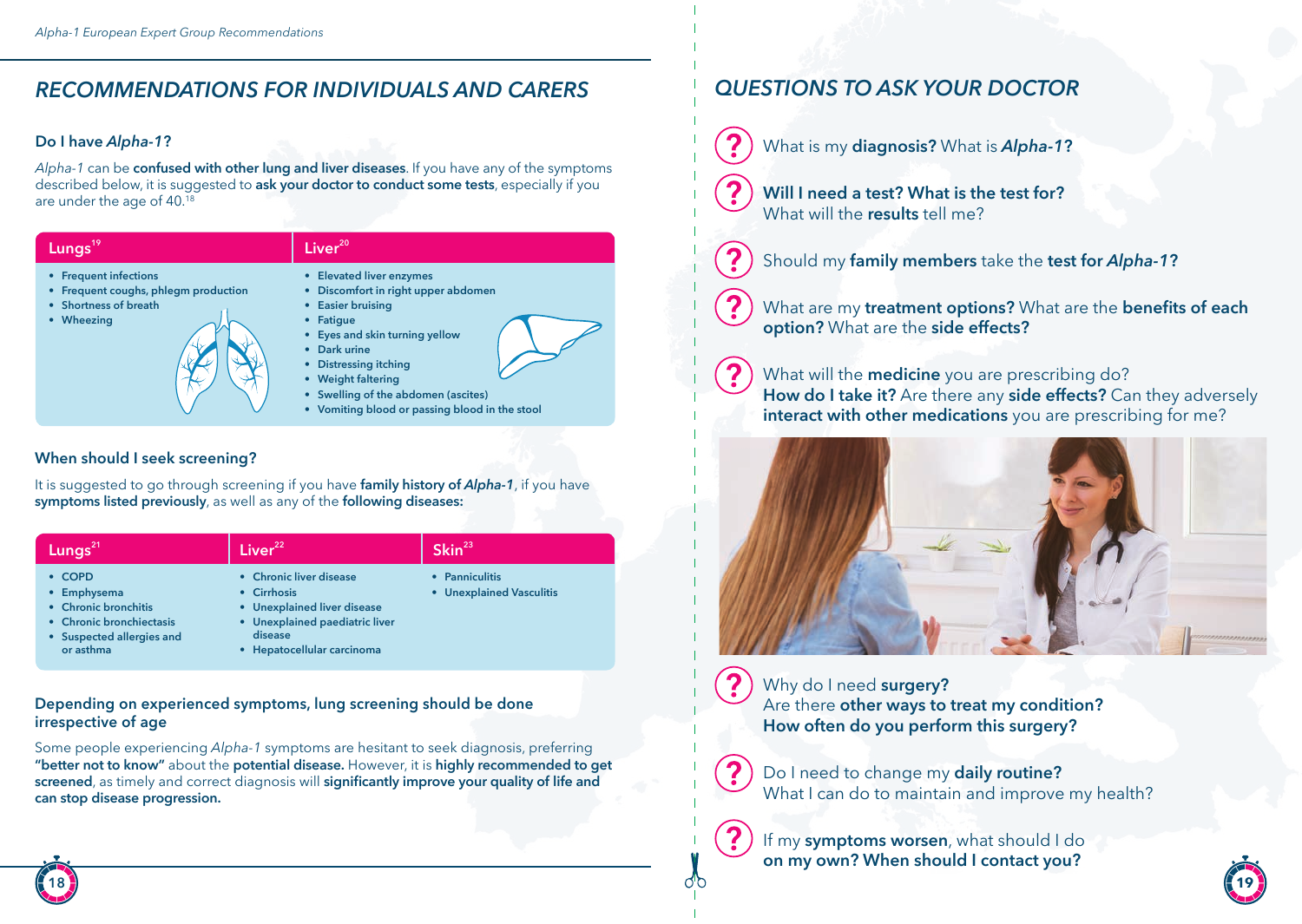## RECOMMENDATIONS FOR INDIVIDUALS AND CARERS

### Do I have *Alpha-1*?

*Alpha-1* can be **confused with other lung and liver diseases**. If you have any of the symptoms described below, it is suggested to **ask your doctor to conduct some tests**, especially if you are under the age of 40.[18]

| Lungs[19] | Liver[20] |
|---|---|
| • Frequent infections<br>• Frequent coughs, phlegm production<br>• Shortness of breath<br>• Wheezing | • Elevated liver enzymes<br>• Discomfort in right upper abdomen<br>• Easier bruising<br>• Fatigue<br>• Eyes and skin turning yellow<br>• Dark urine<br>• Distressing itching<br>• Weight faltering<br>• Swelling of the abdomen (ascites)<br>• Vomiting blood or passing blood in the stool |

### When should I seek screening?

It is suggested to go through screening if you have **family history of *Alpha-1***, if you have **symptoms listed previously**, as well as any of the **following diseases:**

| Lungs[21] | Liver[22] | Skin[23] |
|---|---|---|
| • COPD<br>• Emphysema<br>• Chronic bronchitis<br>• Chronic bronchiectasis<br>• Suspected allergies and or asthma | • Chronic liver disease<br>• Cirrhosis<br>• Unexplained liver disease<br>• Unexplained paediatric liver disease<br>• Hepatocellular carcinoma | • Panniculitis<br>• Unexplained Vasculitis |

### Depending on experienced symptoms, lung screening should be done irrespective of age

Some people experiencing *Alpha-1* symptoms are hesitant to seek diagnosis, preferring **"better not to know"** about the **potential disease.** However, it is **highly recommended to get screened**, as timely and correct diagnosis will **significantly improve your quality of life and can stop disease progression.**

## QUESTIONS TO ASK YOUR DOCTOR

- What is my **diagnosis?** What is ***Alpha-1*?**
- **Will I need a test? What is the test for?** What will the **results** tell me?
- Should my **family members** take the **test for *Alpha-1*?**
- What are my **treatment options?** What are the **benefits of each option?** What are the **side effects?**
- What will the **medicine** you are prescribing do? **How do I take it?** Are there any **side effects?** Can they adversely **interact with other medications** you are prescribing for me?
- Why do I need **surgery?** Are there **other ways to treat my condition? How often do you perform this surgery?**
- Do I need to change my **daily routine?** What I can do to maintain and improve my health?
- If my **symptoms worsen**, what should I do **on my own? When should I contact you?**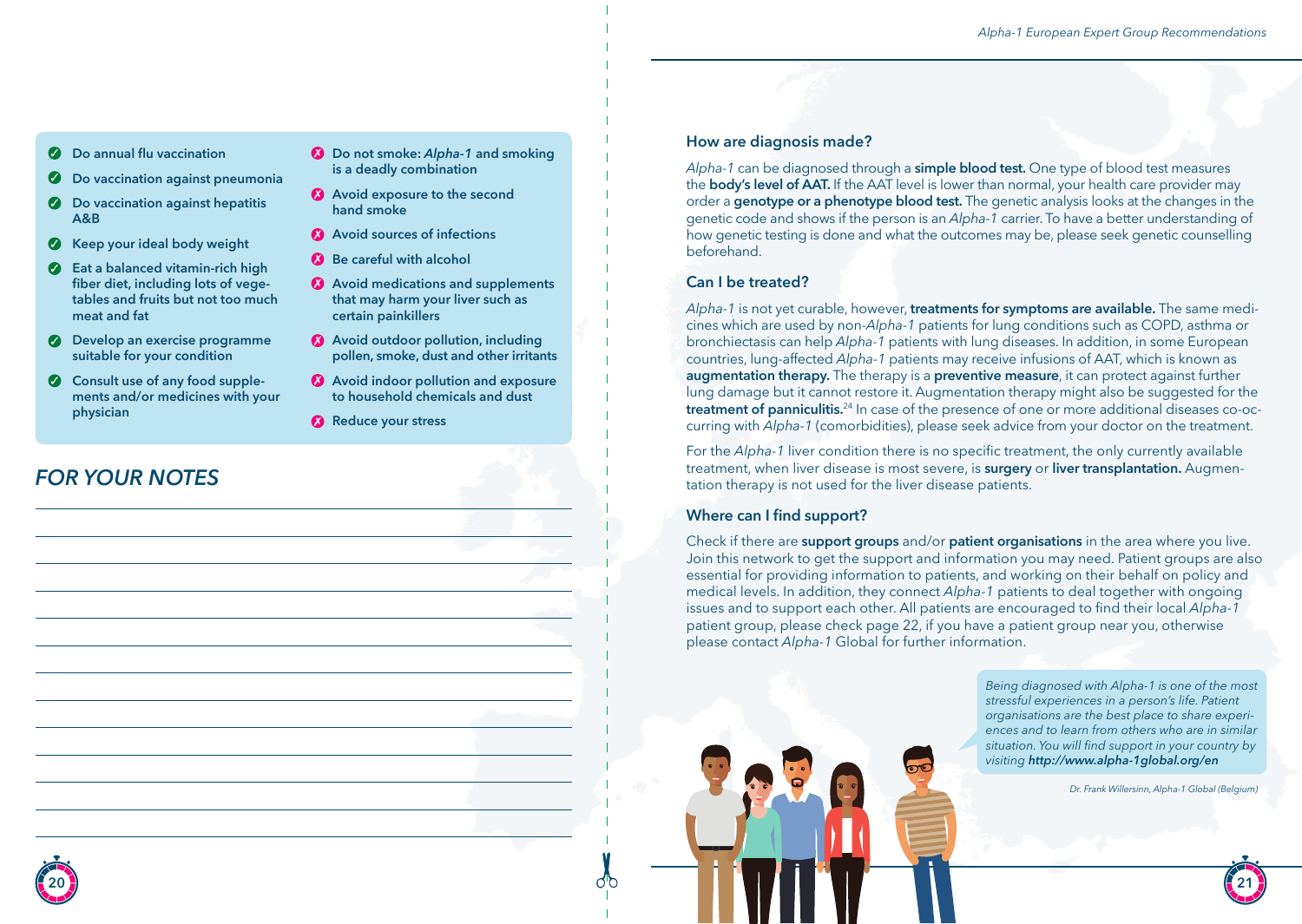- ✓ Do annual flu vaccination
- ✓ Do vaccination against pneumonia
- ✓ Do vaccination against hepatitis A&B
- ✓ Keep your ideal body weight
- ✓ Eat a balanced vitamin-rich high fiber diet, including lots of vegetables and fruits but not too much meat and fat
- ✓ Develop an exercise programme suitable for your condition
- ✓ Consult use of any food supplements and/or medicines with your physician

- ✗ Do not smoke: *Alpha-1* and smoking is a deadly combination
- ✗ Avoid exposure to the second hand smoke
- ✗ Avoid sources of infections
- ✗ Be careful with alcohol
- ✗ Avoid medications and supplements that may harm your liver such as certain painkillers
- ✗ Avoid outdoor pollution, including pollen, smoke, dust and other irritants
- ✗ Avoid indoor pollution and exposure to household chemicals and dust
- ✗ Reduce your stress

## *FOR YOUR NOTES*

### How are diagnosis made?

*Alpha-1* can be diagnosed through a **simple blood test.** One type of blood test measures the **body's level of AAT.** If the AAT level is lower than normal, your health care provider may order a **genotype or a phenotype blood test.** The genetic analysis looks at the changes in the genetic code and shows if the person is an *Alpha-1* carrier. To have a better understanding of how genetic testing is done and what the outcomes may be, please seek genetic counselling beforehand.

### Can I be treated?

*Alpha-1* is not yet curable, however, **treatments for symptoms are available.** The same medicines which are used by non-*Alpha-1* patients for lung conditions such as COPD, asthma or bronchiectasis can help *Alpha-1* patients with lung diseases. In addition, in some European countries, lung-affected *Alpha-1* patients may receive infusions of AAT, which is known as **augmentation therapy.** The therapy is a **preventive measure**, it can protect against further lung damage but it cannot restore it. Augmentation therapy might also be suggested for the **treatment of panniculitis.**[24] In case of the presence of one or more additional diseases co-occurring with *Alpha-1* (comorbidities), please seek advice from your doctor on the treatment.

For the *Alpha-1* liver condition there is no specific treatment, the only currently available treatment, when liver disease is most severe, is **surgery** or **liver transplantation.** Augmentation therapy is not used for the liver disease patients.

### Where can I find support?

Check if there are **support groups** and/or **patient organisations** in the area where you live. Join this network to get the support and information you may need. Patient groups are also essential for providing information to patients, and working on their behalf on policy and medical levels. In addition, they connect *Alpha-1* patients to deal together with ongoing issues and to support each other. All patients are encouraged to find their local *Alpha-1* patient group, please check page 22, if you have a patient group near you, otherwise please contact *Alpha-1* Global for further information.

> *Being diagnosed with Alpha-1 is one of the most stressful experiences in a person's life. Patient organisations are the best place to share experiences and to learn from others who are in similar situation. You will find support in your country by visiting **http://www.alpha-1global.org/en***
>
> *Dr. Frank Willersinn, Alpha-1 Global (Belgium)*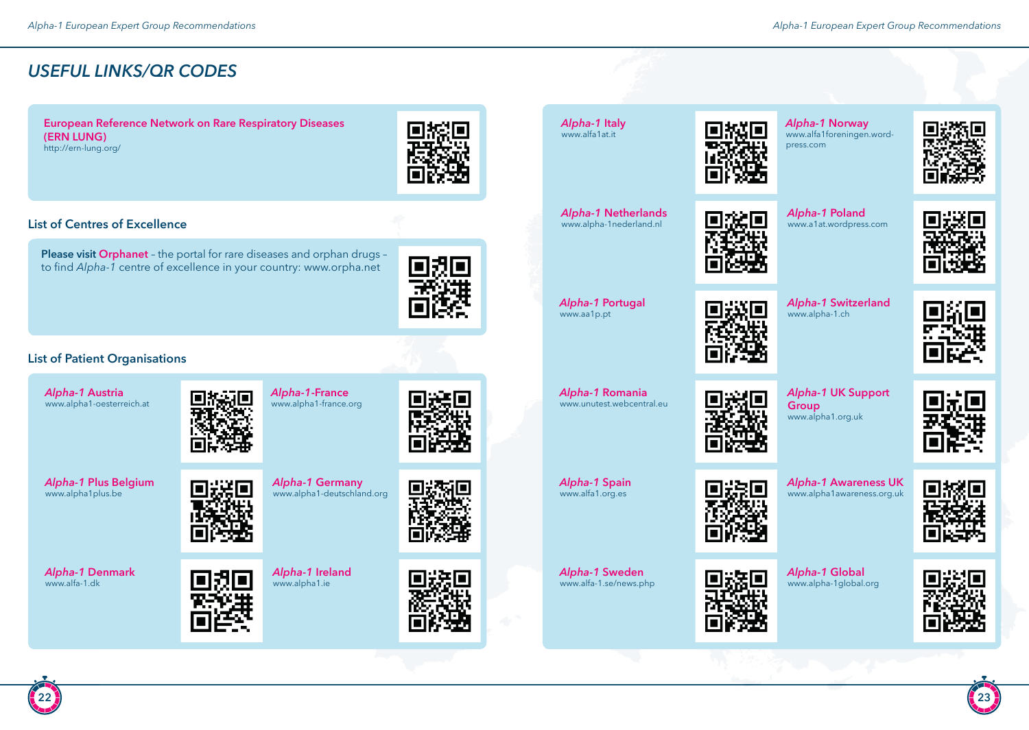# USEFUL LINKS/QR CODES

**European Reference Network on Rare Respiratory Diseases (ERN LUNG)**
http://ern-lung.org/

## List of Centres of Excellence

**Please visit Orphanet** – the portal for rare diseases and orphan drugs – to find *Alpha-1* centre of excellence in your country: www.orpha.net

## List of Patient Organisations

*Alpha-1* **Austria**
www.alpha1-oesterreich.at

*Alpha-1*-**France**
www.alpha1-france.org

*Alpha-1* **Plus Belgium**
www.alpha1plus.be

*Alpha-1* **Germany**
www.alpha1-deutschland.org

*Alpha-1* **Denmark**
www.alfa-1.dk

*Alpha-1* **Ireland**
www.alpha1.ie

*Alpha-1* **Italy**
www.alfa1at.it

*Alpha-1* **Norway**
www.alfa1foreningen.wordpress.com

*Alpha-1* **Netherlands**
www.alpha-1nederland.nl

*Alpha-1* **Poland**
www.a1at.wordpress.com

*Alpha-1* **Portugal**
www.aa1p.pt

*Alpha-1* **Switzerland**
www.alpha-1.ch

*Alpha-1* **Romania**
www.unutest.webcentral.eu

*Alpha-1* **UK Support Group**
www.alpha1.org.uk

*Alpha-1* **Spain**
www.alfa1.org.es

*Alpha-1* **Awareness UK**
www.alpha1awareness.org.uk

*Alpha-1* **Sweden**
www.alfa-1.se/news.php

*Alpha-1* **Global**
www.alpha-1global.org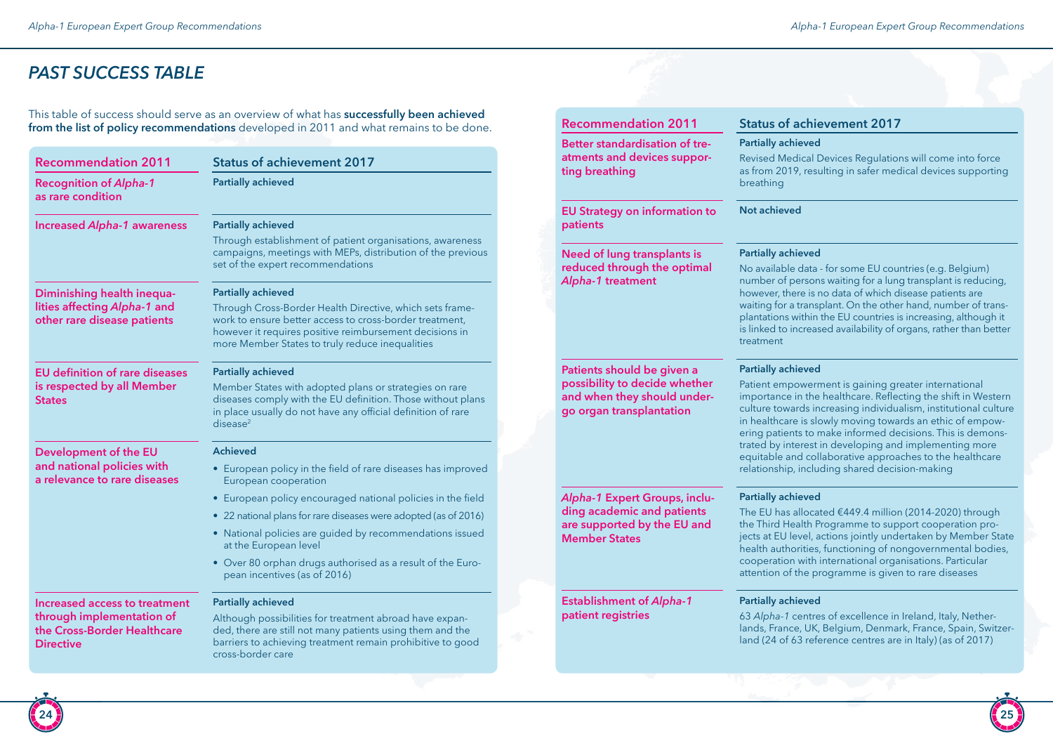## PAST SUCCESS TABLE

This table of success should serve as an overview of what has **successfully been achieved from the list of policy recommendations** developed in 2011 and what remains to be done.

| Recommendation 2011 | Status of achievement 2017 |
|---|---|
| **Recognition of *Alpha-1* as rare condition** | **Partially achieved** |
| **Increased *Alpha-1* awareness** | **Partially achieved**<br>Through establishment of patient organisations, awareness campaigns, meetings with MEPs, distribution of the previous set of the expert recommendations |
| **Diminishing health inequalities affecting *Alpha-1* and other rare disease patients** | **Partially achieved**<br>Through Cross-Border Health Directive, which sets framework to ensure better access to cross-border treatment, however it requires positive reimbursement decisions in more Member States to truly reduce inequalities |
| **EU definition of rare diseases is respected by all Member States** | **Partially achieved**<br>Member States with adopted plans or strategies on rare diseases comply with the EU definition. Those without plans in place usually do not have any official definition of rare disease[2] |
| **Development of the EU and national policies with a relevance to rare diseases** | **Achieved**<br>• European policy in the field of rare diseases has improved European cooperation<br>• European policy encouraged national policies in the field<br>• 22 national plans for rare diseases were adopted (as of 2016)<br>• National policies are guided by recommendations issued at the European level<br>• Over 80 orphan drugs authorised as a result of the European incentives (as of 2016) |
| **Increased access to treatment through implementation of the Cross-Border Healthcare Directive** | **Partially achieved**<br>Although possibilities for treatment abroad have expanded, there are still not many patients using them and the barriers to achieving treatment remain prohibitive to good cross-border care |
| **Better standardisation of treatments and devices supporting breathing** | **Partially achieved**<br>Revised Medical Devices Regulations will come into force as from 2019, resulting in safer medical devices supporting breathing |
| **EU Strategy on information to patients** | **Not achieved** |
| **Need of lung transplants is reduced through the optimal *Alpha-1* treatment** | **Partially achieved**<br>No available data - for some EU countries (e.g. Belgium) number of persons waiting for a lung transplant is reducing, however, there is no data of which disease patients are waiting for a transplant. On the other hand, number of transplantations within the EU countries is increasing, although it is linked to increased availability of organs, rather than better treatment |
| **Patients should be given a possibility to decide whether and when they should undergo organ transplantation** | **Partially achieved**<br>Patient empowerment is gaining greater international importance in the healthcare. Reflecting the shift in Western culture towards increasing individualism, institutional culture in healthcare is slowly moving towards an ethic of empowering patients to make informed decisions. This is demonstrated by interest in developing and implementing more equitable and collaborative approaches to the healthcare relationship, including shared decision-making |
| ***Alpha-1* Expert Groups, including academic and patients are supported by the EU and Member States** | **Partially achieved**<br>The EU has allocated €449.4 million (2014-2020) through the Third Health Programme to support cooperation projects at EU level, actions jointly undertaken by Member State health authorities, functioning of nongovernmental bodies, cooperation with international organisations. Particular attention of the programme is given to rare diseases |
| **Establishment of *Alpha-1* patient registries** | **Partially achieved**<br>63 *Alpha-1* centres of excellence in Ireland, Italy, Netherlands, France, UK, Belgium, Denmark, France, Spain, Switzerland (24 of 63 reference centres are in Italy) (as of 2017) |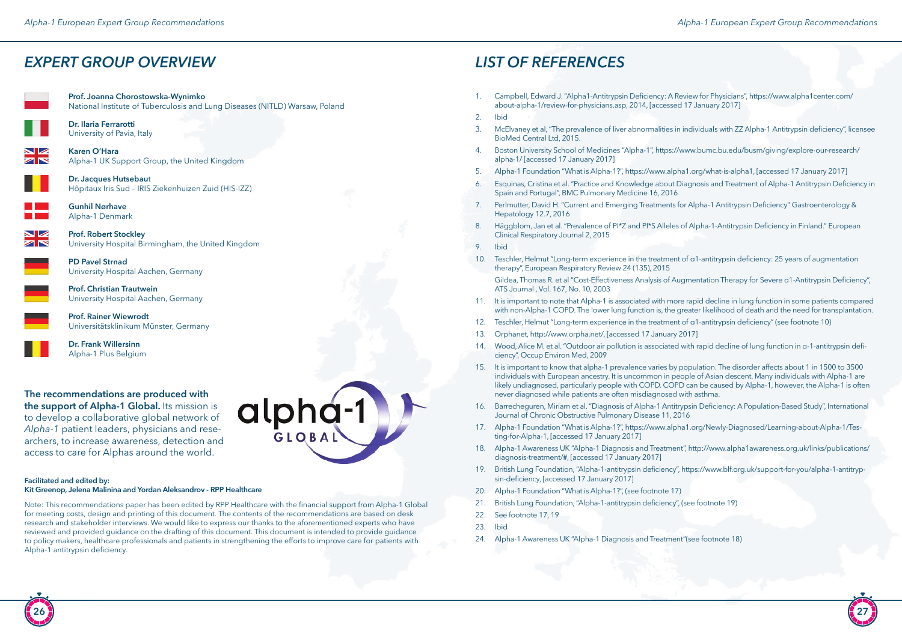## EXPERT GROUP OVERVIEW

**Prof. Joanna Chorostowska-Wynimko**
National Institute of Tuberculosis and Lung Diseases (NITLD) Warsaw, Poland

**Dr. Ilaria Ferrarotti**
University of Pavia, Italy

**Karen O'Hara**
Alpha-1 UK Support Group, the United Kingdom

**Dr. Jacques Hutsebaut**
Hôpitaux Iris Sud – IRIS Ziekenhuizen Zuid (HIS-IZZ)

**Gunhil Nørhave**
Alpha-1 Denmark

**Prof. Robert Stockley**
University Hospital Birmingham, the United Kingdom

**PD Pavel Strnad**
University Hospital Aachen, Germany

**Prof. Christian Trautwein**
University Hospital Aachen, Germany

**Prof. Rainer Wiewrodt**
Universitätsklinikum Münster, Germany

**Dr. Frank Willersinn**
Alpha-1 Plus Belgium

**The recommendations are produced with the support of Alpha-1 Global.** Its mission is to develop a collaborative global network of *Alpha-1* patient leaders, physicians and researchers, to increase awareness, detection and access to care for Alphas around the world.

**Facilitated and edited by:**
**Kit Greenop, Jelena Malinina and Yordan Aleksandrov - RPP Healthcare**

Note: This recommendations paper has been edited by RPP Healthcare with the financial support from Alpha-1 Global for meeting costs, design and printing of this document. The contents of the recommendations are based on desk research and stakeholder interviews. We would like to express our thanks to the aforementioned experts who have reviewed and provided guidance on the drafting of this document. This document is intended to provide guidance to policy makers, healthcare professionals and patients in strengthening the efforts to improve care for patients with Alpha-1 antitrypsin deficiency.

## LIST OF REFERENCES

1. Campbell, Edward J. "Alpha1-Antitrypsin Deficiency: A Review for Physicians", https://www.alpha1center.com/about-alpha-1/review-for-physicians.asp, 2014, [accessed 17 January 2017]
2. Ibid
3. McElvaney et al, "The prevalence of liver abnormalities in individuals with ZZ Alpha-1 Antitrypsin deficiency", licensee BioMed Central Ltd, 2015.
4. Boston University School of Medicines "Alpha-1", https://www.bumc.bu.edu/busm/giving/explore-our-research/alpha-1/ [accessed 17 January 2017]
5. Alpha-1 Foundation "What is Alpha-1?", https://www.alpha1.org/what-is-alpha1, [accessed 17 January 2017]
6. Esquinas, Cristina et al. "Practice and Knowledge about Diagnosis and Treatment of Alpha-1 Antitrypsin Deficiency in Spain and Portugal", BMC Pulmonary Medicine 16, 2016
7. Perlmutter, David H. "Current and Emerging Treatments for Alpha-1 Antitrypsin Deficiency" Gastroenterology & Hepatology 12.7, 2016
8. Häggblom, Jan et al. "Prevalence of PI*Z and PI*S Alleles of Alpha-1-Antitrypsin Deficiency in Finland." European Clinical Respiratory Journal 2, 2015
9. Ibid
10. Teschler, Helmut "Long-term experience in the treatment of α1-antitrypsin deficiency: 25 years of augmentation therapy", European Respiratory Review 24 (135), 2015

    Gildea, Thomas R. et al "Cost-Effectiveness Analysis of Augmentation Therapy for Severe α1-Antitrypsin Deficiency", ATS Journal , Vol. 167, No. 10, 2003
11. It is important to note that Alpha-1 is associated with more rapid decline in lung function in some patients compared with non-Alpha-1 COPD. The lower lung function is, the greater likelihood of death and the need for transplantation.
12. Teschler, Helmut "Long-term experience in the treatment of α1-antitrypsin deficiency" (see footnote 10)
13. Orphanet, http://www.orpha.net/, [accessed 17 January 2017]
14. Wood, Alice M. et al. "Outdoor air pollution is associated with rapid decline of lung function in α-1-antitrypsin deficiency", Occup Environ Med, 2009
15. It is important to know that alpha-1 prevalence varies by population. The disorder affects about 1 in 1500 to 3500 individuals with European ancestry. It is uncommon in people of Asian descent. Many individuals with Alpha-1 are likely undiagnosed, particularly people with COPD. COPD can be caused by Alpha-1, however, the Alpha-1 is often never diagnosed while patients are often misdiagnosed with asthma.
16. Barrecheguren, Miriam et al. "Diagnosis of Alpha-1 Antitrypsin Deficiency: A Population-Based Study", International Journal of Chronic Obstructive Pulmonary Disease 11, 2016
17. Alpha-1 Foundation "What is Alpha-1?", https://www.alpha1.org/Newly-Diagnosed/Learning-about-Alpha-1/Testing-for-Alpha-1, [accessed 17 January 2017]
18. Alpha-1 Awareness UK "Alpha-1 Diagnosis and Treatment", http://www.alpha1awareness.org.uk/links/publications/diagnosis-treatment/#, [accessed 17 January 2017]
19. British Lung Foundation, "Alpha-1-antitrypsin deficiency", https://www.blf.org.uk/support-for-you/alpha-1-antitrypsin-deficiency, [accessed 17 January 2017]
20. Alpha-1 Foundation "What is Alpha-1?", (see footnote 17)
21. British Lung Foundation, "Alpha-1-antitrypsin deficiency", (see footnote 19)
22. See footnote 17, 19
23. Ibid
24. Alpha-1 Awareness UK "Alpha-1 Diagnosis and Treatment"(see footnote 18)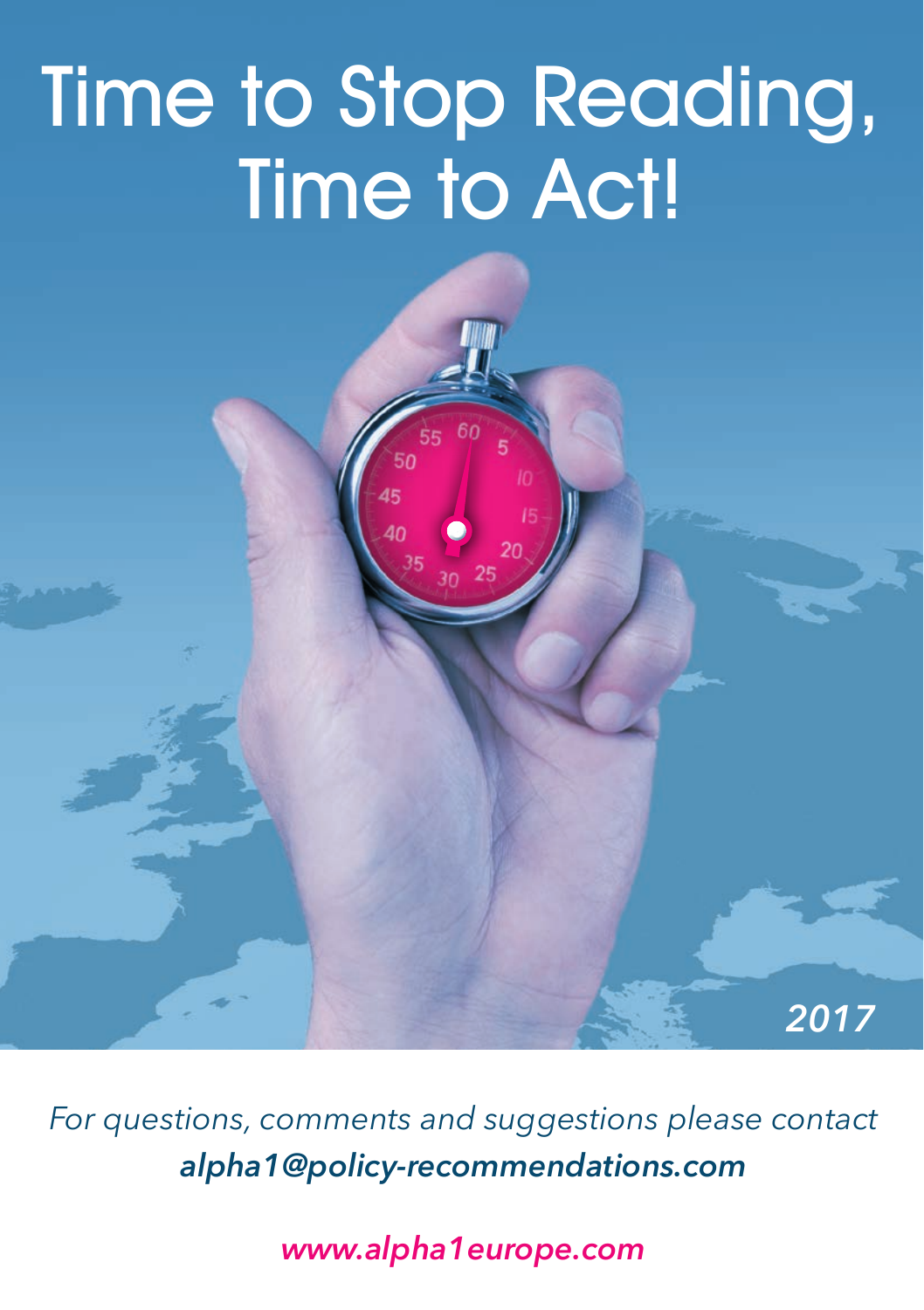# Time to Stop Reading, Time to Act!

*2017*

*For questions, comments and suggestions please contact*
***alpha1@policy-recommendations.com***

***www.alpha1europe.com***